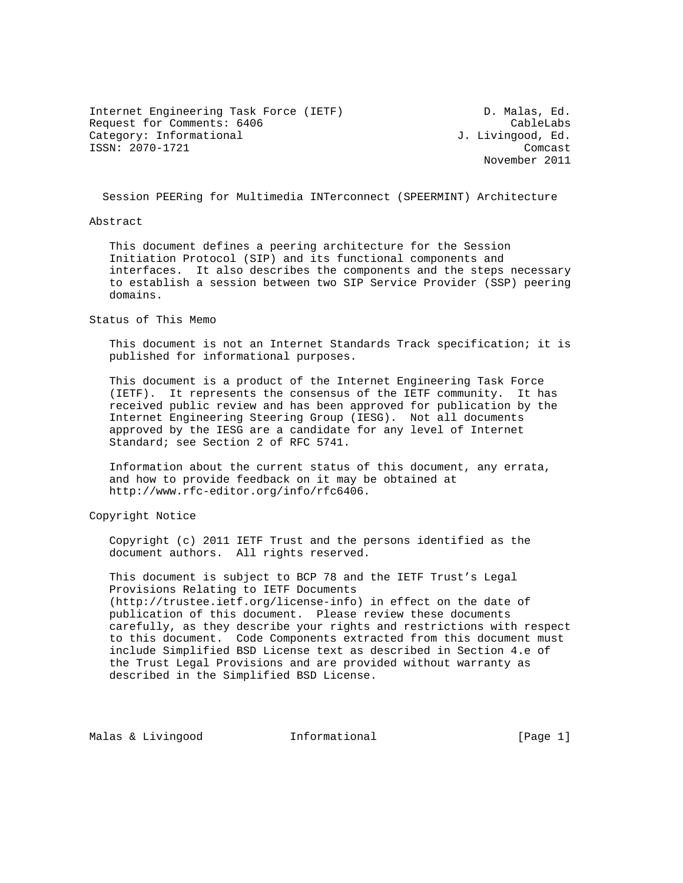Internet Engineering Task Force (IETF) D. Malas, Ed.
Request for Comments: 6406 CableLabs
Category: Informational J. Livingood, Ed.
ISSN: 2070-1721 Comcast
November 2011

# Session PEERing for Multimedia INTerconnect (SPEERMINT) Architecture

## Abstract

This document defines a peering architecture for the Session Initiation Protocol (SIP) and its functional components and interfaces. It also describes the components and the steps necessary to establish a session between two SIP Service Provider (SSP) peering domains.

## Status of This Memo

This document is not an Internet Standards Track specification; it is published for informational purposes.

This document is a product of the Internet Engineering Task Force (IETF). It represents the consensus of the IETF community. It has received public review and has been approved for publication by the Internet Engineering Steering Group (IESG). Not all documents approved by the IESG are a candidate for any level of Internet Standard; see Section 2 of RFC 5741.

Information about the current status of this document, any errata, and how to provide feedback on it may be obtained at http://www.rfc-editor.org/info/rfc6406.

## Copyright Notice

Copyright (c) 2011 IETF Trust and the persons identified as the document authors. All rights reserved.

This document is subject to BCP 78 and the IETF Trust's Legal Provisions Relating to IETF Documents (http://trustee.ietf.org/license-info) in effect on the date of publication of this document. Please review these documents carefully, as they describe your rights and restrictions with respect to this document. Code Components extracted from this document must include Simplified BSD License text as described in Section 4.e of the Trust Legal Provisions and are provided without warranty as described in the Simplified BSD License.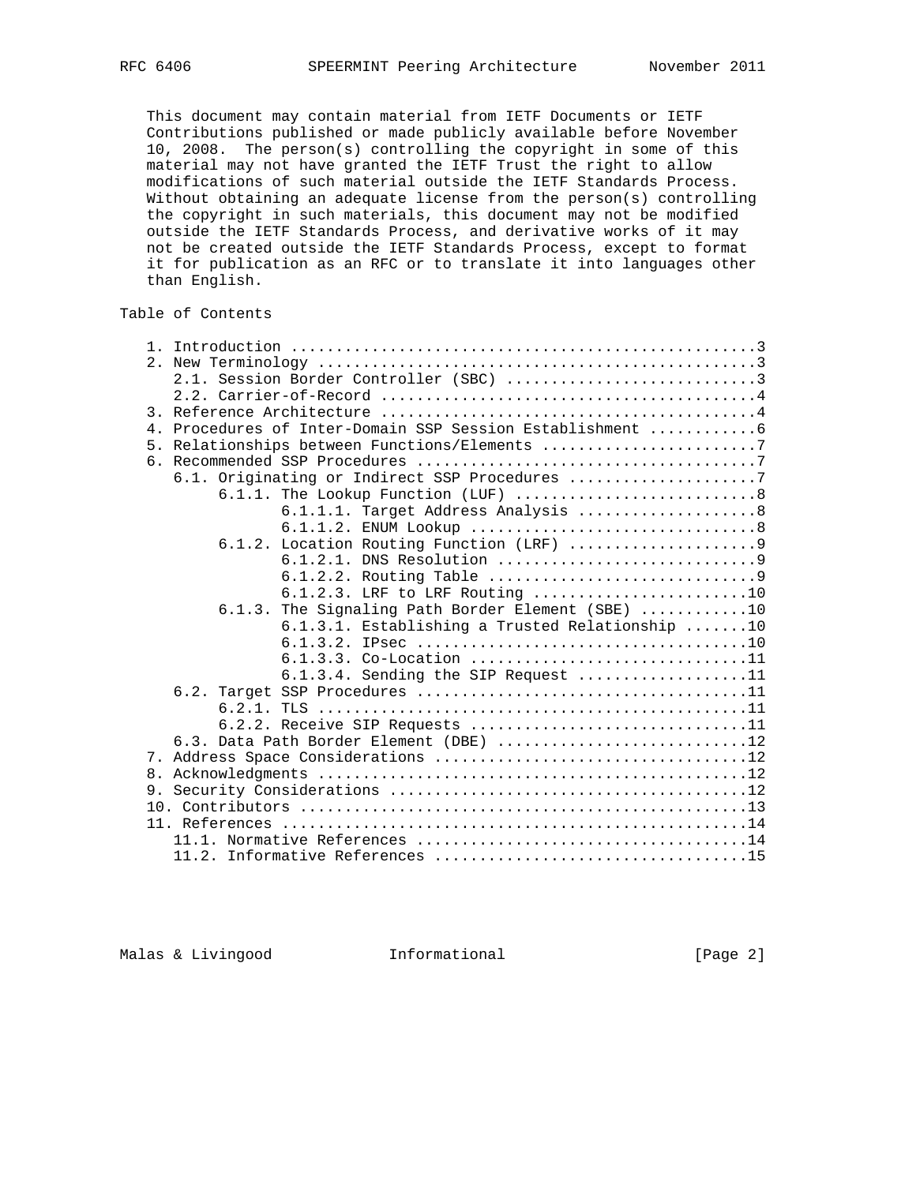This document may contain material from IETF Documents or IETF Contributions published or made publicly available before November 10, 2008. The person(s) controlling the copyright in some of this material may not have granted the IETF Trust the right to allow modifications of such material outside the IETF Standards Process. Without obtaining an adequate license from the person(s) controlling the copyright in such materials, this document may not be modified outside the IETF Standards Process, and derivative works of it may not be created outside the IETF Standards Process, except to format it for publication as an RFC or to translate it into languages other than English.

## Table of Contents

```
   1. Introduction ....................................................3
   2. New Terminology .................................................3
      2.1. Session Border Controller (SBC) ............................3
      2.2. Carrier-of-Record ..........................................4
   3. Reference Architecture ..........................................4
   4. Procedures of Inter-Domain SSP Session Establishment ............6
   5. Relationships between Functions/Elements ........................7
   6. Recommended SSP Procedures ......................................7
      6.1. Originating or Indirect SSP Procedures .....................7
           6.1.1. The Lookup Function (LUF) ...........................8
                  6.1.1.1. Target Address Analysis ....................8
                  6.1.1.2. ENUM Lookup ................................8
           6.1.2. Location Routing Function (LRF) .....................9
                  6.1.2.1. DNS Resolution .............................9
                  6.1.2.2. Routing Table ..............................9
                  6.1.2.3. LRF to LRF Routing ........................10
           6.1.3. The Signaling Path Border Element (SBE) ............10
                  6.1.3.1. Establishing a Trusted Relationship .......10
                  6.1.3.2. IPsec .....................................10
                  6.1.3.3. Co-Location ...............................11
                  6.1.3.4. Sending the SIP Request ...................11
      6.2. Target SSP Procedures .....................................11
           6.2.1. TLS ................................................11
           6.2.2. Receive SIP Requests ...............................11
      6.3. Data Path Border Element (DBE) ............................12
   7. Address Space Considerations ...................................12
   8. Acknowledgments ................................................12
   9. Security Considerations ........................................12
   10. Contributors ..................................................13
   11. References ....................................................14
      11.1. Normative References .....................................14
      11.2. Informative References ...................................15
```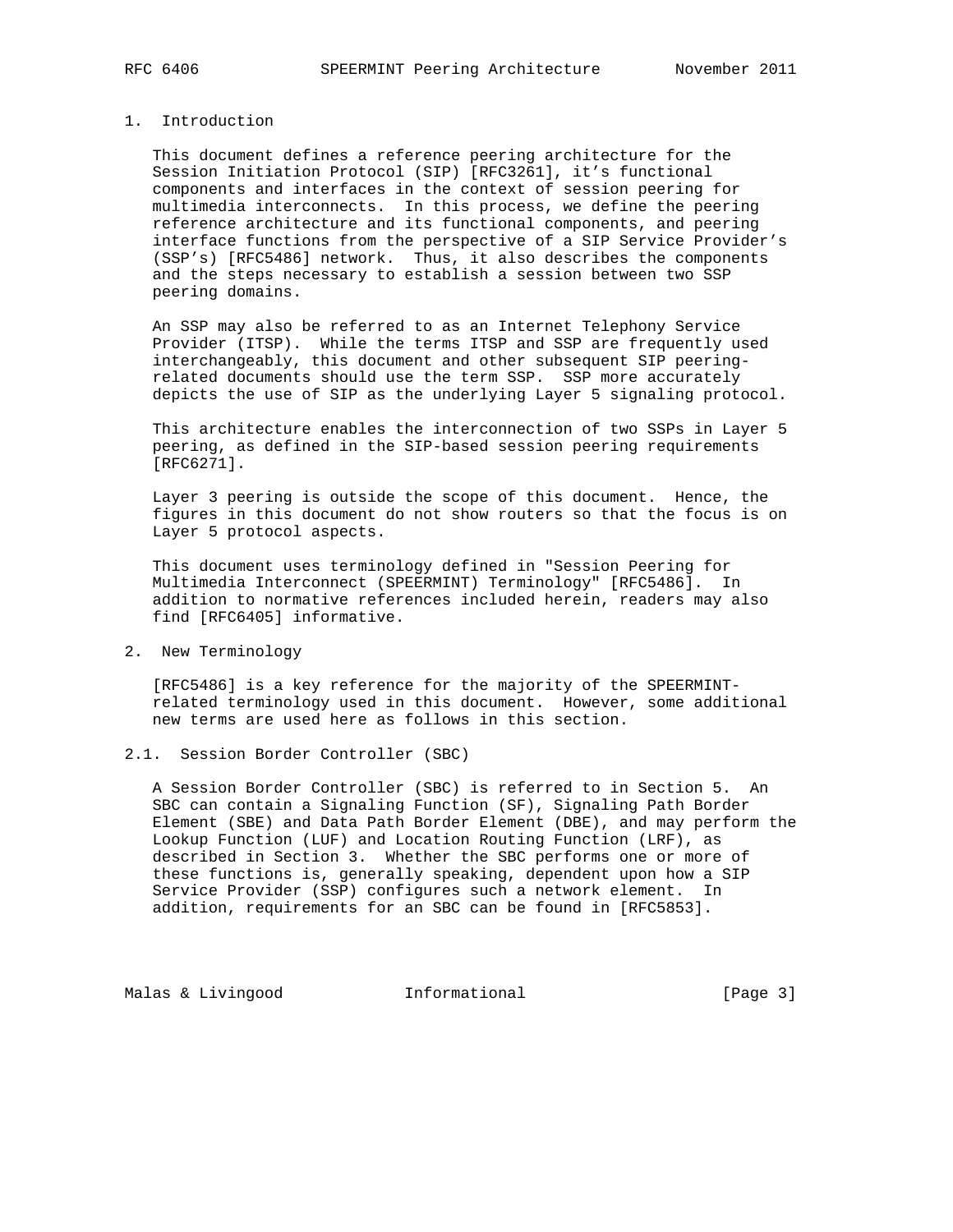# 1. Introduction

This document defines a reference peering architecture for the Session Initiation Protocol (SIP) [RFC3261], it's functional components and interfaces in the context of session peering for multimedia interconnects. In this process, we define the peering reference architecture and its functional components, and peering interface functions from the perspective of a SIP Service Provider's (SSP's) [RFC5486] network. Thus, it also describes the components and the steps necessary to establish a session between two SSP peering domains.

An SSP may also be referred to as an Internet Telephony Service Provider (ITSP). While the terms ITSP and SSP are frequently used interchangeably, this document and other subsequent SIP peering-related documents should use the term SSP. SSP more accurately depicts the use of SIP as the underlying Layer 5 signaling protocol.

This architecture enables the interconnection of two SSPs in Layer 5 peering, as defined in the SIP-based session peering requirements [RFC6271].

Layer 3 peering is outside the scope of this document. Hence, the figures in this document do not show routers so that the focus is on Layer 5 protocol aspects.

This document uses terminology defined in "Session Peering for Multimedia Interconnect (SPEERMINT) Terminology" [RFC5486]. In addition to normative references included herein, readers may also find [RFC6405] informative.

# 2. New Terminology

[RFC5486] is a key reference for the majority of the SPEERMINT-related terminology used in this document. However, some additional new terms are used here as follows in this section.

## 2.1. Session Border Controller (SBC)

A Session Border Controller (SBC) is referred to in Section 5. An SBC can contain a Signaling Function (SF), Signaling Path Border Element (SBE) and Data Path Border Element (DBE), and may perform the Lookup Function (LUF) and Location Routing Function (LRF), as described in Section 3. Whether the SBC performs one or more of these functions is, generally speaking, dependent upon how a SIP Service Provider (SSP) configures such a network element. In addition, requirements for an SBC can be found in [RFC5853].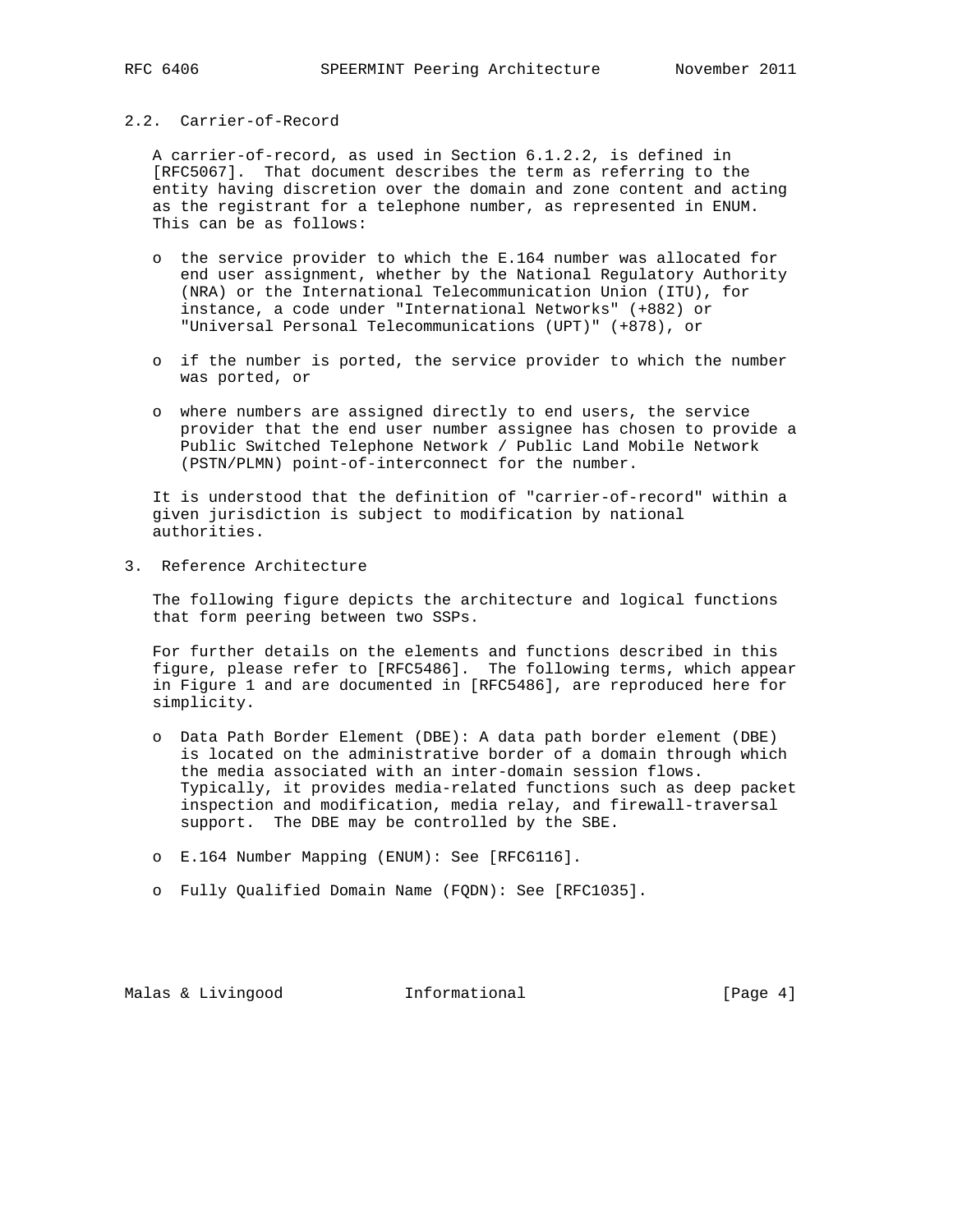### 2.2. Carrier-of-Record

A carrier-of-record, as used in Section 6.1.2.2, is defined in [RFC5067]. That document describes the term as referring to the entity having discretion over the domain and zone content and acting as the registrant for a telephone number, as represented in ENUM. This can be as follows:

- the service provider to which the E.164 number was allocated for end user assignment, whether by the National Regulatory Authority (NRA) or the International Telecommunication Union (ITU), for instance, a code under "International Networks" (+882) or "Universal Personal Telecommunications (UPT)" (+878), or
- if the number is ported, the service provider to which the number was ported, or
- where numbers are assigned directly to end users, the service provider that the end user number assignee has chosen to provide a Public Switched Telephone Network / Public Land Mobile Network (PSTN/PLMN) point-of-interconnect for the number.

It is understood that the definition of "carrier-of-record" within a given jurisdiction is subject to modification by national authorities.

## 3. Reference Architecture

The following figure depicts the architecture and logical functions that form peering between two SSPs.

For further details on the elements and functions described in this figure, please refer to [RFC5486]. The following terms, which appear in Figure 1 and are documented in [RFC5486], are reproduced here for simplicity.

- Data Path Border Element (DBE): A data path border element (DBE) is located on the administrative border of a domain through which the media associated with an inter-domain session flows. Typically, it provides media-related functions such as deep packet inspection and modification, media relay, and firewall-traversal support. The DBE may be controlled by the SBE.
- E.164 Number Mapping (ENUM): See [RFC6116].
- Fully Qualified Domain Name (FQDN): See [RFC1035].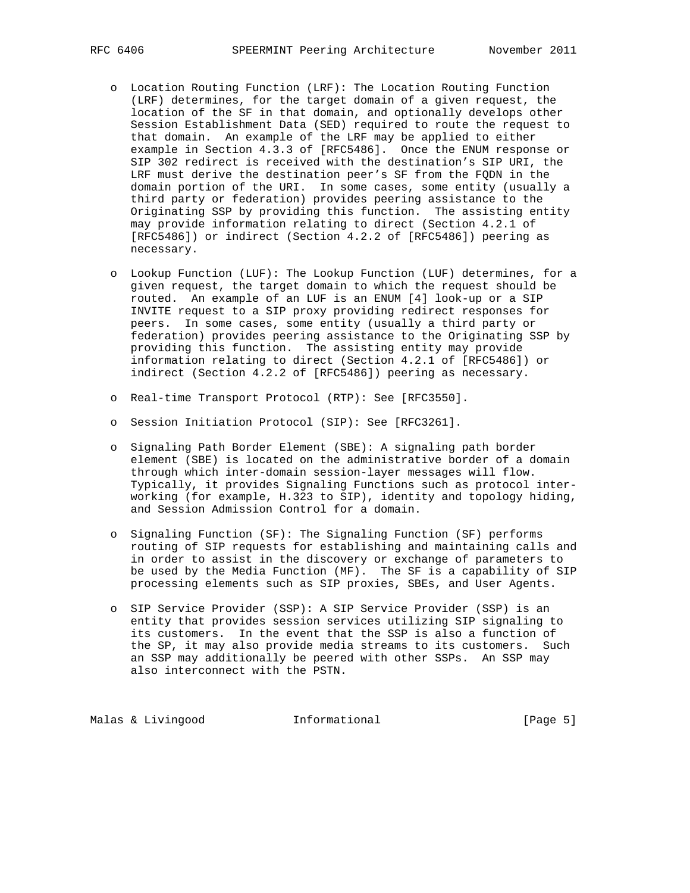- Location Routing Function (LRF): The Location Routing Function (LRF) determines, for the target domain of a given request, the location of the SF in that domain, and optionally develops other Session Establishment Data (SED) required to route the request to that domain. An example of the LRF may be applied to either example in Section 4.3.3 of [RFC5486]. Once the ENUM response or SIP 302 redirect is received with the destination's SIP URI, the LRF must derive the destination peer's SF from the FQDN in the domain portion of the URI. In some cases, some entity (usually a third party or federation) provides peering assistance to the Originating SSP by providing this function. The assisting entity may provide information relating to direct (Section 4.2.1 of [RFC5486]) or indirect (Section 4.2.2 of [RFC5486]) peering as necessary.

- Lookup Function (LUF): The Lookup Function (LUF) determines, for a given request, the target domain to which the request should be routed. An example of an LUF is an ENUM [4] look-up or a SIP INVITE request to a SIP proxy providing redirect responses for peers. In some cases, some entity (usually a third party or federation) provides peering assistance to the Originating SSP by providing this function. The assisting entity may provide information relating to direct (Section 4.2.1 of [RFC5486]) or indirect (Section 4.2.2 of [RFC5486]) peering as necessary.

- Real-time Transport Protocol (RTP): See [RFC3550].

- Session Initiation Protocol (SIP): See [RFC3261].

- Signaling Path Border Element (SBE): A signaling path border element (SBE) is located on the administrative border of a domain through which inter-domain session-layer messages will flow. Typically, it provides Signaling Functions such as protocol inter-working (for example, H.323 to SIP), identity and topology hiding, and Session Admission Control for a domain.

- Signaling Function (SF): The Signaling Function (SF) performs routing of SIP requests for establishing and maintaining calls and in order to assist in the discovery or exchange of parameters to be used by the Media Function (MF). The SF is a capability of SIP processing elements such as SIP proxies, SBEs, and User Agents.

- SIP Service Provider (SSP): A SIP Service Provider (SSP) is an entity that provides session services utilizing SIP signaling to its customers. In the event that the SSP is also a function of the SP, it may also provide media streams to its customers. Such an SSP may additionally be peered with other SSPs. An SSP may also interconnect with the PSTN.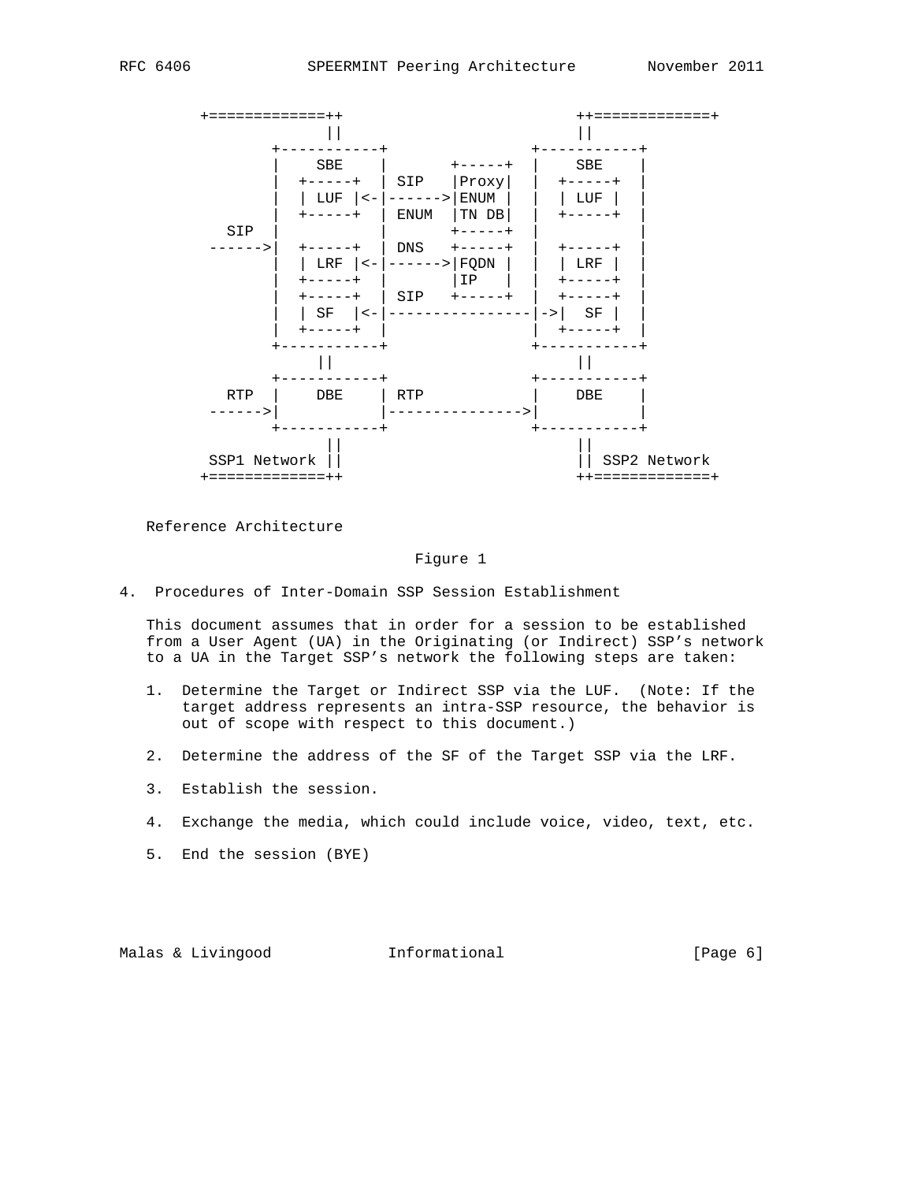```
       +=============++                       ++=============+
                     ||                         ||
              +-----------+               +-----------+
              |    SBE    |       +-----+ |    SBE    |
              |  +-----+  | SIP   |Proxy| |  +-----+  |
              |  | LUF |<-|------>|ENUM | |  | LUF |  |
              |  +-----+  | ENUM  |TN DB| |  +-----+  |
        SIP   |           |       +-----+ |           |
       ------>|  +-----+  | DNS   +-----+ |  +-----+  |
              |  | LRF |<-|------>|FQDN | |  | LRF |  |
              |  +-----+  |       |IP   | |  +-----+  |
              |  +-----+  | SIP   +-----+ |  +-----+  |
              |  | SF  |<-|----------------|->|  SF |  |
              |  +-----+  |               |  +-----+  |
              +-----------+               +-----------+
                     ||                         ||
              +-----------+               +-----------+
        RTP   |    DBE    | RTP           |    DBE    |
       ------>|           |--------------->|           |
              +-----------+               +-----------+
                     ||                         ||
        SSP1 Network ||                         || SSP2 Network
       +=============++                       ++=============+
```

Reference Architecture

Figure 1

## 4. Procedures of Inter-Domain SSP Session Establishment

This document assumes that in order for a session to be established from a User Agent (UA) in the Originating (or Indirect) SSP's network to a UA in the Target SSP's network the following steps are taken:

1. Determine the Target or Indirect SSP via the LUF. (Note: If the target address represents an intra-SSP resource, the behavior is out of scope with respect to this document.)

2. Determine the address of the SF of the Target SSP via the LRF.

3. Establish the session.

4. Exchange the media, which could include voice, video, text, etc.

5. End the session (BYE)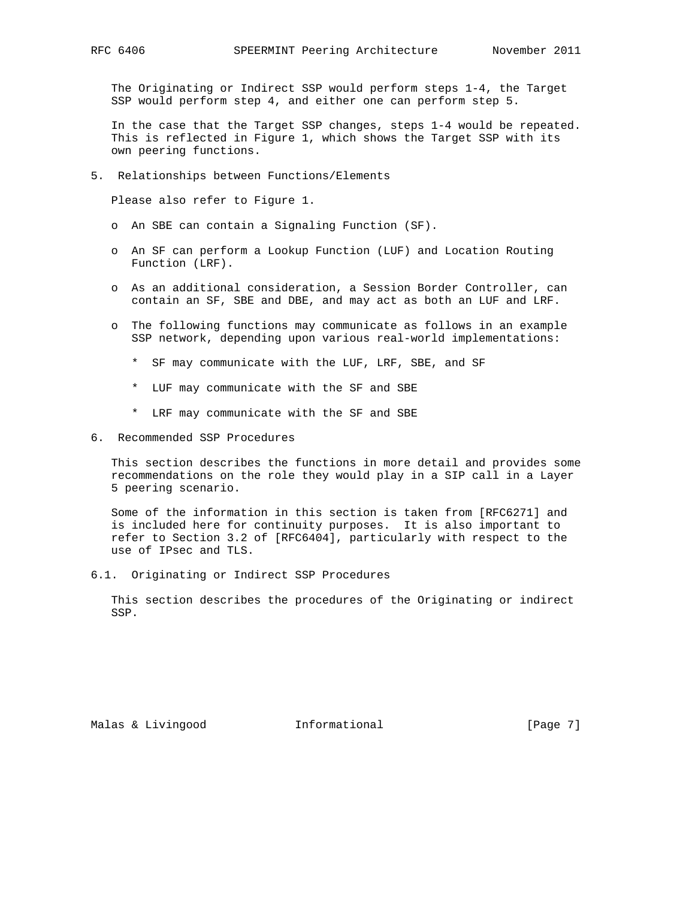The Originating or Indirect SSP would perform steps 1-4, the Target SSP would perform step 4, and either one can perform step 5.

In the case that the Target SSP changes, steps 1-4 would be repeated. This is reflected in Figure 1, which shows the Target SSP with its own peering functions.

## 5. Relationships between Functions/Elements

Please also refer to Figure 1.

- An SBE can contain a Signaling Function (SF).
- An SF can perform a Lookup Function (LUF) and Location Routing Function (LRF).
- As an additional consideration, a Session Border Controller, can contain an SF, SBE and DBE, and may act as both an LUF and LRF.
- The following functions may communicate as follows in an example SSP network, depending upon various real-world implementations:
  - SF may communicate with the LUF, LRF, SBE, and SF
  - LUF may communicate with the SF and SBE
  - LRF may communicate with the SF and SBE

## 6. Recommended SSP Procedures

This section describes the functions in more detail and provides some recommendations on the role they would play in a SIP call in a Layer 5 peering scenario.

Some of the information in this section is taken from [RFC6271] and is included here for continuity purposes. It is also important to refer to Section 3.2 of [RFC6404], particularly with respect to the use of IPsec and TLS.

### 6.1. Originating or Indirect SSP Procedures

This section describes the procedures of the Originating or indirect SSP.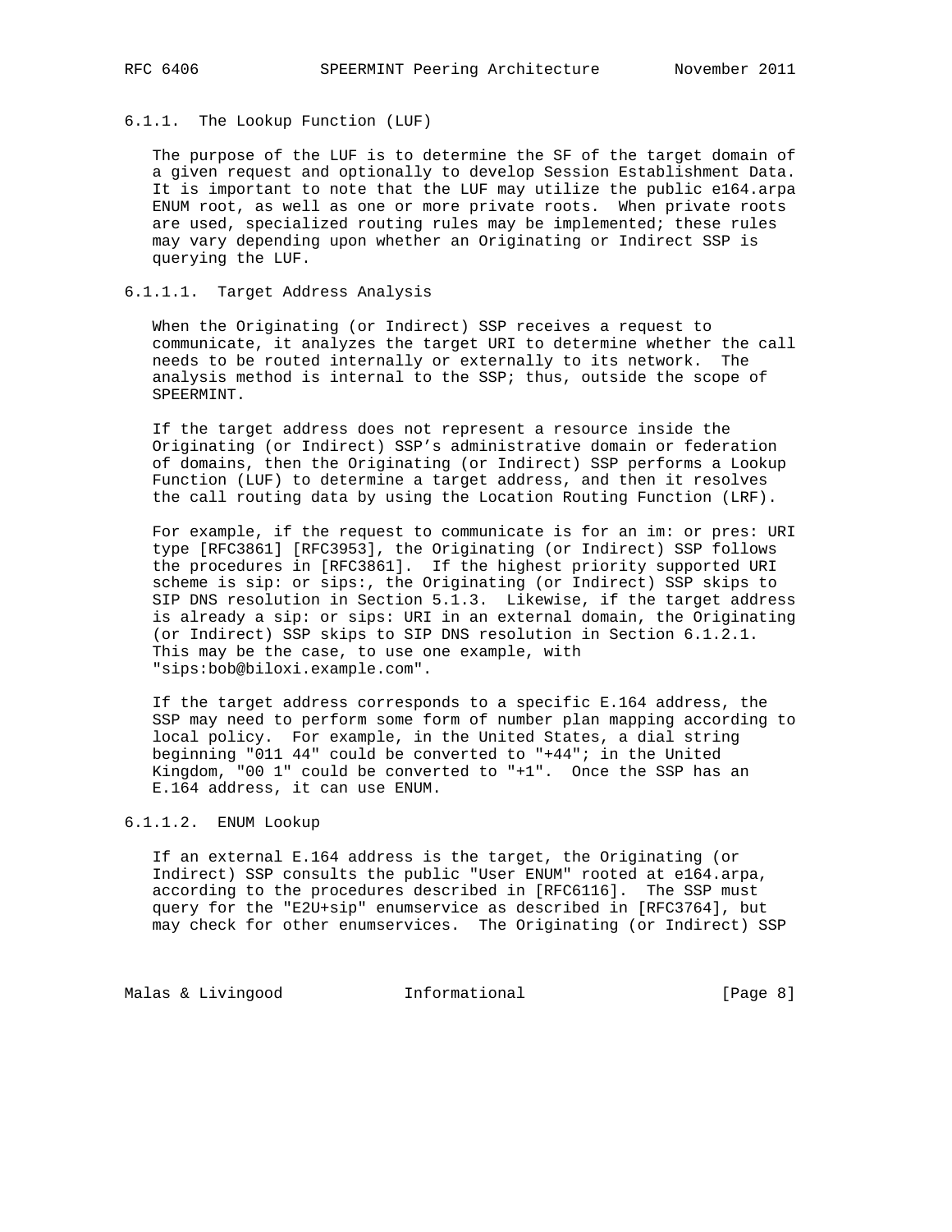#### 6.1.1. The Lookup Function (LUF)

The purpose of the LUF is to determine the SF of the target domain of a given request and optionally to develop Session Establishment Data. It is important to note that the LUF may utilize the public e164.arpa ENUM root, as well as one or more private roots. When private roots are used, specialized routing rules may be implemented; these rules may vary depending upon whether an Originating or Indirect SSP is querying the LUF.

##### 6.1.1.1. Target Address Analysis

When the Originating (or Indirect) SSP receives a request to communicate, it analyzes the target URI to determine whether the call needs to be routed internally or externally to its network. The analysis method is internal to the SSP; thus, outside the scope of SPEERMINT.

If the target address does not represent a resource inside the Originating (or Indirect) SSP's administrative domain or federation of domains, then the Originating (or Indirect) SSP performs a Lookup Function (LUF) to determine a target address, and then it resolves the call routing data by using the Location Routing Function (LRF).

For example, if the request to communicate is for an im: or pres: URI type [RFC3861] [RFC3953], the Originating (or Indirect) SSP follows the procedures in [RFC3861]. If the highest priority supported URI scheme is sip: or sips:, the Originating (or Indirect) SSP skips to SIP DNS resolution in Section 5.1.3. Likewise, if the target address is already a sip: or sips: URI in an external domain, the Originating (or Indirect) SSP skips to SIP DNS resolution in Section 6.1.2.1. This may be the case, to use one example, with "sips:bob@biloxi.example.com".

If the target address corresponds to a specific E.164 address, the SSP may need to perform some form of number plan mapping according to local policy. For example, in the United States, a dial string beginning "011 44" could be converted to "+44"; in the United Kingdom, "00 1" could be converted to "+1". Once the SSP has an E.164 address, it can use ENUM.

##### 6.1.1.2. ENUM Lookup

If an external E.164 address is the target, the Originating (or Indirect) SSP consults the public "User ENUM" rooted at e164.arpa, according to the procedures described in [RFC6116]. The SSP must query for the "E2U+sip" enumservice as described in [RFC3764], but may check for other enumservices. The Originating (or Indirect) SSP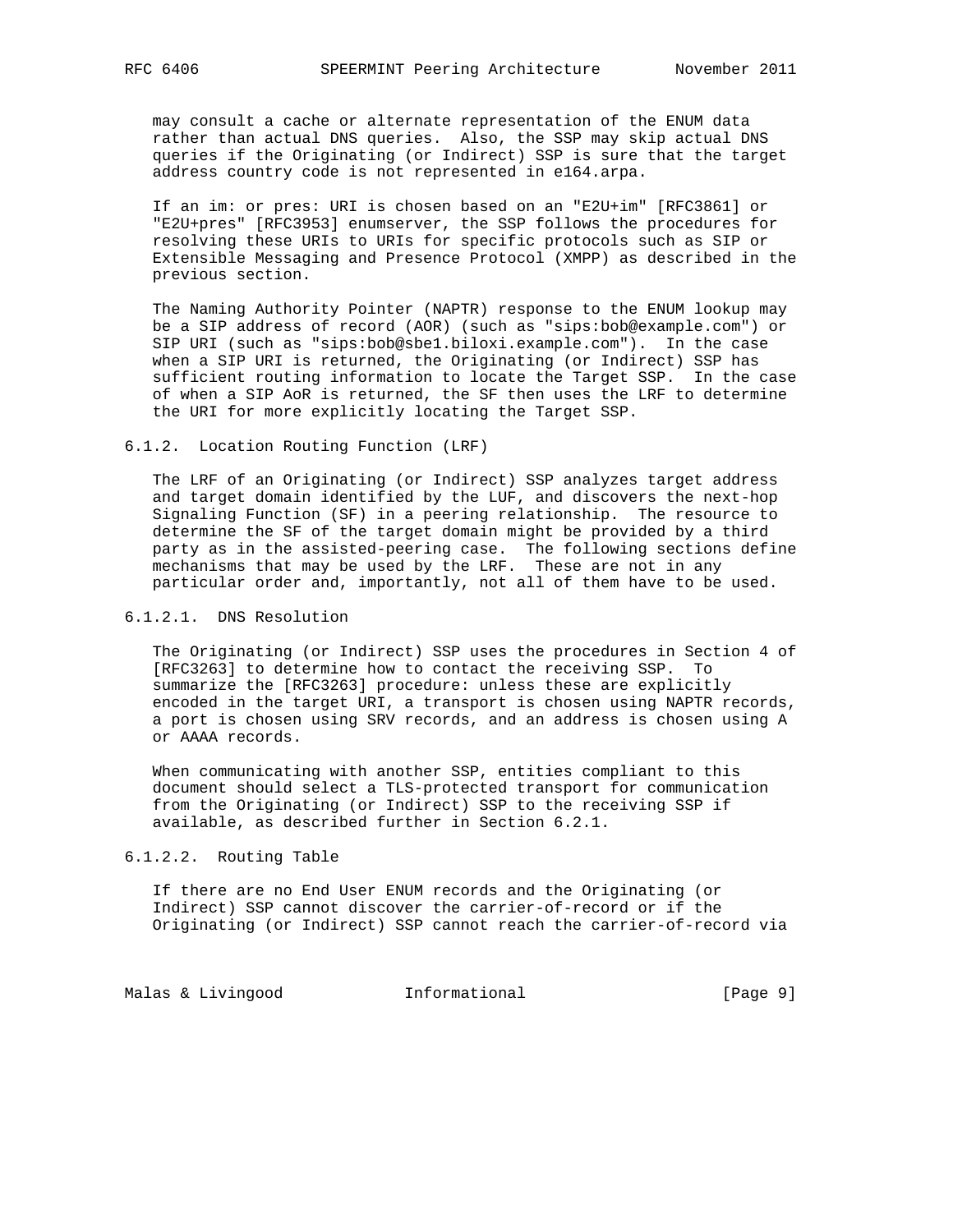may consult a cache or alternate representation of the ENUM data rather than actual DNS queries. Also, the SSP may skip actual DNS queries if the Originating (or Indirect) SSP is sure that the target address country code is not represented in e164.arpa.

If an im: or pres: URI is chosen based on an "E2U+im" [RFC3861] or "E2U+pres" [RFC3953] enumserver, the SSP follows the procedures for resolving these URIs to URIs for specific protocols such as SIP or Extensible Messaging and Presence Protocol (XMPP) as described in the previous section.

The Naming Authority Pointer (NAPTR) response to the ENUM lookup may be a SIP address of record (AOR) (such as "sips:bob@example.com") or SIP URI (such as "sips:bob@sbe1.biloxi.example.com"). In the case when a SIP URI is returned, the Originating (or Indirect) SSP has sufficient routing information to locate the Target SSP. In the case of when a SIP AoR is returned, the SF then uses the LRF to determine the URI for more explicitly locating the Target SSP.

#### 6.1.2. Location Routing Function (LRF)

The LRF of an Originating (or Indirect) SSP analyzes target address and target domain identified by the LUF, and discovers the next-hop Signaling Function (SF) in a peering relationship. The resource to determine the SF of the target domain might be provided by a third party as in the assisted-peering case. The following sections define mechanisms that may be used by the LRF. These are not in any particular order and, importantly, not all of them have to be used.

##### 6.1.2.1. DNS Resolution

The Originating (or Indirect) SSP uses the procedures in Section 4 of [RFC3263] to determine how to contact the receiving SSP. To summarize the [RFC3263] procedure: unless these are explicitly encoded in the target URI, a transport is chosen using NAPTR records, a port is chosen using SRV records, and an address is chosen using A or AAAA records.

When communicating with another SSP, entities compliant to this document should select a TLS-protected transport for communication from the Originating (or Indirect) SSP to the receiving SSP if available, as described further in Section 6.2.1.

##### 6.1.2.2. Routing Table

If there are no End User ENUM records and the Originating (or Indirect) SSP cannot discover the carrier-of-record or if the Originating (or Indirect) SSP cannot reach the carrier-of-record via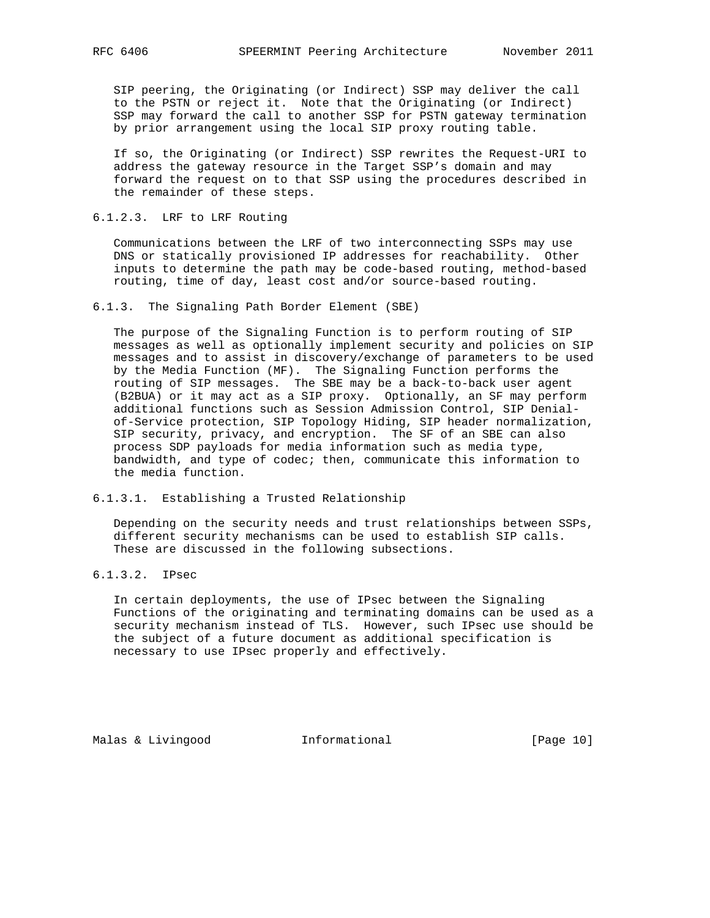SIP peering, the Originating (or Indirect) SSP may deliver the call to the PSTN or reject it. Note that the Originating (or Indirect) SSP may forward the call to another SSP for PSTN gateway termination by prior arrangement using the local SIP proxy routing table.

If so, the Originating (or Indirect) SSP rewrites the Request-URI to address the gateway resource in the Target SSP's domain and may forward the request on to that SSP using the procedures described in the remainder of these steps.

#### 6.1.2.3. LRF to LRF Routing

Communications between the LRF of two interconnecting SSPs may use DNS or statically provisioned IP addresses for reachability. Other inputs to determine the path may be code-based routing, method-based routing, time of day, least cost and/or source-based routing.

### 6.1.3. The Signaling Path Border Element (SBE)

The purpose of the Signaling Function is to perform routing of SIP messages as well as optionally implement security and policies on SIP messages and to assist in discovery/exchange of parameters to be used by the Media Function (MF). The Signaling Function performs the routing of SIP messages. The SBE may be a back-to-back user agent (B2BUA) or it may act as a SIP proxy. Optionally, an SF may perform additional functions such as Session Admission Control, SIP Denial-of-Service protection, SIP Topology Hiding, SIP header normalization, SIP security, privacy, and encryption. The SF of an SBE can also process SDP payloads for media information such as media type, bandwidth, and type of codec; then, communicate this information to the media function.

#### 6.1.3.1. Establishing a Trusted Relationship

Depending on the security needs and trust relationships between SSPs, different security mechanisms can be used to establish SIP calls. These are discussed in the following subsections.

#### 6.1.3.2. IPsec

In certain deployments, the use of IPsec between the Signaling Functions of the originating and terminating domains can be used as a security mechanism instead of TLS. However, such IPsec use should be the subject of a future document as additional specification is necessary to use IPsec properly and effectively.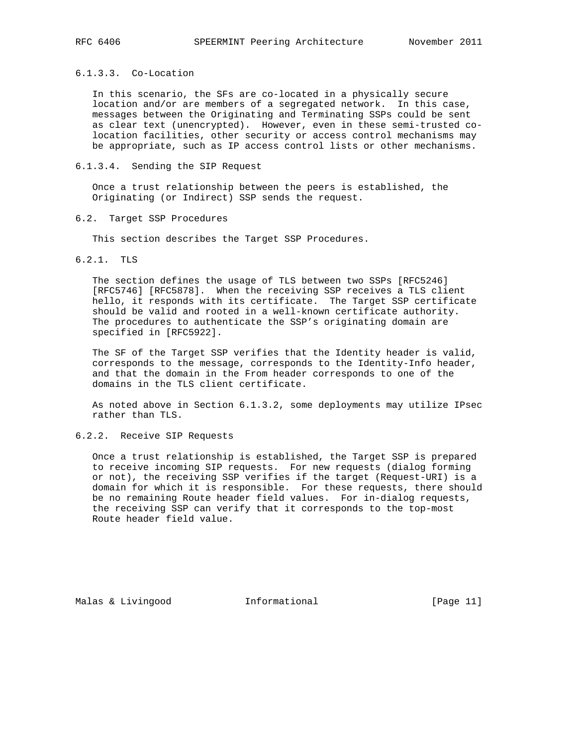#### 6.1.3.3. Co-Location

In this scenario, the SFs are co-located in a physically secure location and/or are members of a segregated network. In this case, messages between the Originating and Terminating SSPs could be sent as clear text (unencrypted). However, even in these semi-trusted co-location facilities, other security or access control mechanisms may be appropriate, such as IP access control lists or other mechanisms.

#### 6.1.3.4. Sending the SIP Request

Once a trust relationship between the peers is established, the Originating (or Indirect) SSP sends the request.

### 6.2. Target SSP Procedures

This section describes the Target SSP Procedures.

#### 6.2.1. TLS

The section defines the usage of TLS between two SSPs [RFC5246] [RFC5746] [RFC5878]. When the receiving SSP receives a TLS client hello, it responds with its certificate. The Target SSP certificate should be valid and rooted in a well-known certificate authority. The procedures to authenticate the SSP's originating domain are specified in [RFC5922].

The SF of the Target SSP verifies that the Identity header is valid, corresponds to the message, corresponds to the Identity-Info header, and that the domain in the From header corresponds to one of the domains in the TLS client certificate.

As noted above in Section 6.1.3.2, some deployments may utilize IPsec rather than TLS.

#### 6.2.2. Receive SIP Requests

Once a trust relationship is established, the Target SSP is prepared to receive incoming SIP requests. For new requests (dialog forming or not), the receiving SSP verifies if the target (Request-URI) is a domain for which it is responsible. For these requests, there should be no remaining Route header field values. For in-dialog requests, the receiving SSP can verify that it corresponds to the top-most Route header field value.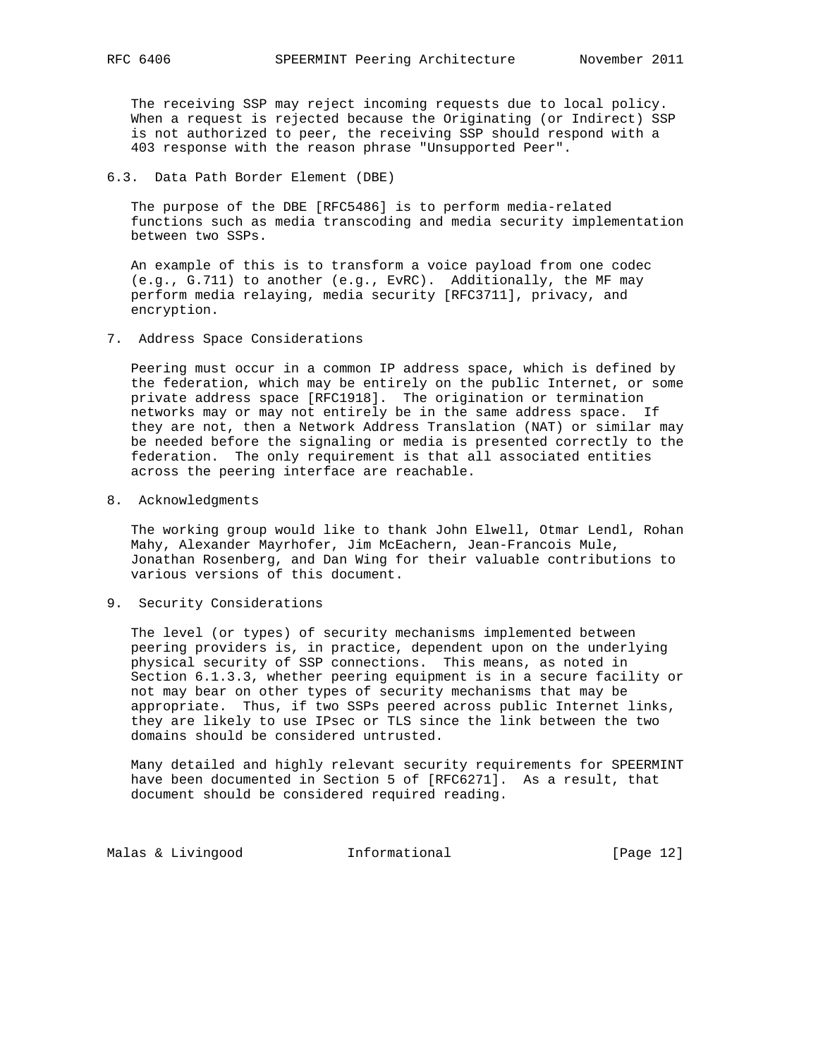The receiving SSP may reject incoming requests due to local policy. When a request is rejected because the Originating (or Indirect) SSP is not authorized to peer, the receiving SSP should respond with a 403 response with the reason phrase "Unsupported Peer".

### 6.3. Data Path Border Element (DBE)

The purpose of the DBE [RFC5486] is to perform media-related functions such as media transcoding and media security implementation between two SSPs.

An example of this is to transform a voice payload from one codec (e.g., G.711) to another (e.g., EvRC). Additionally, the MF may perform media relaying, media security [RFC3711], privacy, and encryption.

## 7. Address Space Considerations

Peering must occur in a common IP address space, which is defined by the federation, which may be entirely on the public Internet, or some private address space [RFC1918]. The origination or termination networks may or may not entirely be in the same address space. If they are not, then a Network Address Translation (NAT) or similar may be needed before the signaling or media is presented correctly to the federation. The only requirement is that all associated entities across the peering interface are reachable.

## 8. Acknowledgments

The working group would like to thank John Elwell, Otmar Lendl, Rohan Mahy, Alexander Mayrhofer, Jim McEachern, Jean-Francois Mule, Jonathan Rosenberg, and Dan Wing for their valuable contributions to various versions of this document.

## 9. Security Considerations

The level (or types) of security mechanisms implemented between peering providers is, in practice, dependent upon on the underlying physical security of SSP connections. This means, as noted in Section 6.1.3.3, whether peering equipment is in a secure facility or not may bear on other types of security mechanisms that may be appropriate. Thus, if two SSPs peered across public Internet links, they are likely to use IPsec or TLS since the link between the two domains should be considered untrusted.

Many detailed and highly relevant security requirements for SPEERMINT have been documented in Section 5 of [RFC6271]. As a result, that document should be considered required reading.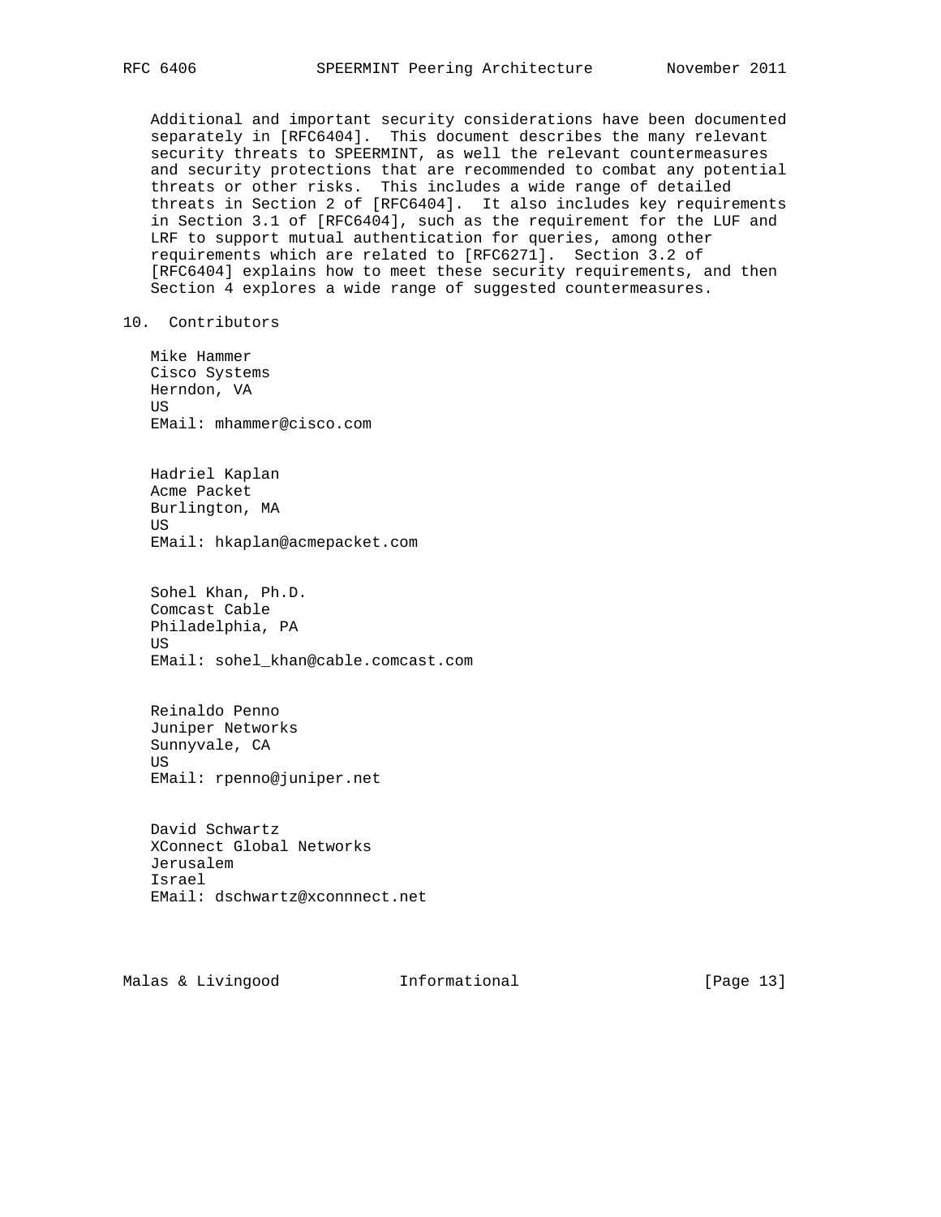Additional and important security considerations have been documented separately in [RFC6404]. This document describes the many relevant security threats to SPEERMINT, as well the relevant countermeasures and security protections that are recommended to combat any potential threats or other risks. This includes a wide range of detailed threats in Section 2 of [RFC6404]. It also includes key requirements in Section 3.1 of [RFC6404], such as the requirement for the LUF and LRF to support mutual authentication for queries, among other requirements which are related to [RFC6271]. Section 3.2 of [RFC6404] explains how to meet these security requirements, and then Section 4 explores a wide range of suggested countermeasures.

## 10. Contributors

Mike Hammer
Cisco Systems
Herndon, VA
US
EMail: mhammer@cisco.com

Hadriel Kaplan
Acme Packet
Burlington, MA
US
EMail: hkaplan@acmepacket.com

Sohel Khan, Ph.D.
Comcast Cable
Philadelphia, PA
US
EMail: sohel_khan@cable.comcast.com

Reinaldo Penno
Juniper Networks
Sunnyvale, CA
US
EMail: rpenno@juniper.net

David Schwartz
XConnect Global Networks
Jerusalem
Israel
EMail: dschwartz@xconnnect.net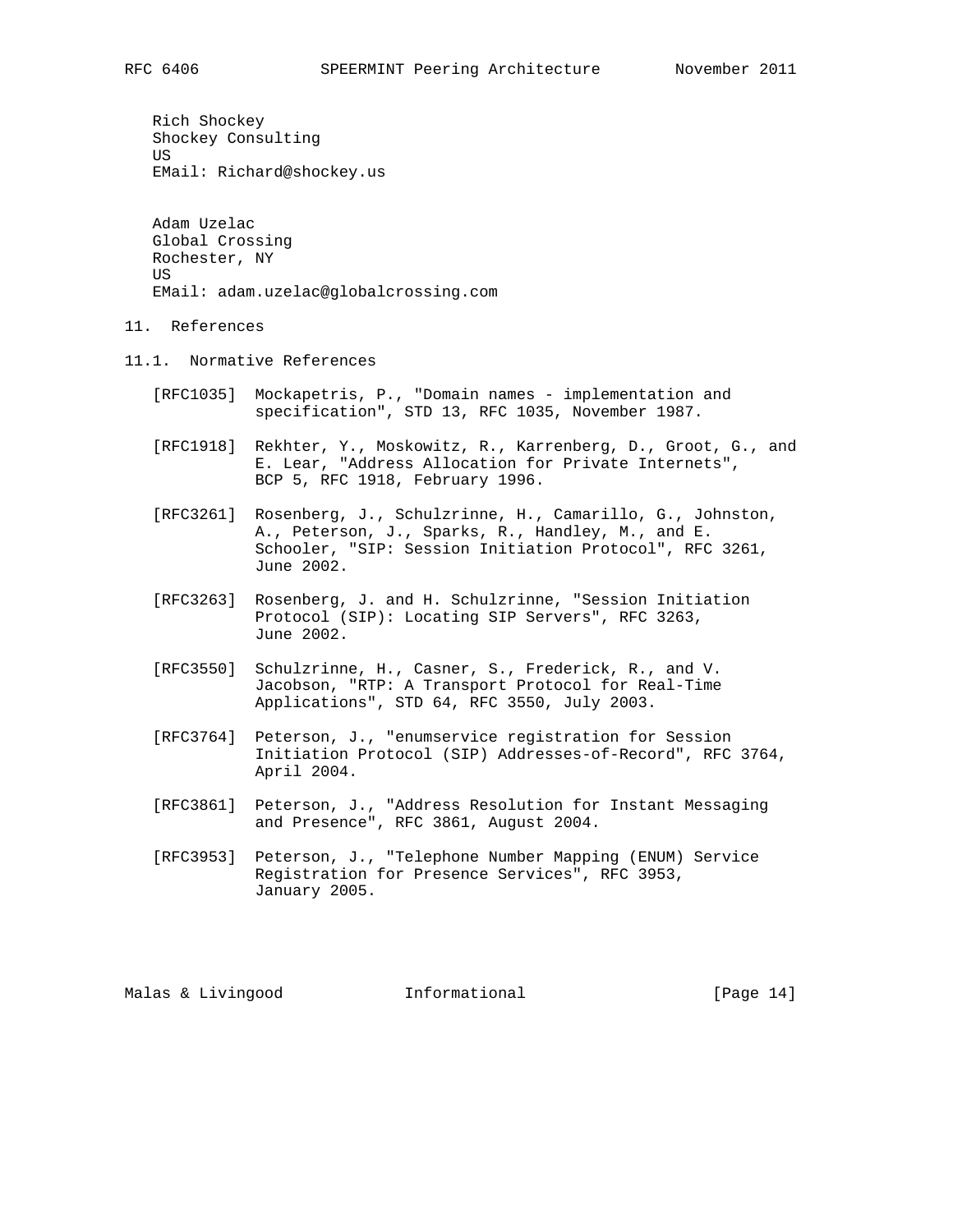Rich Shockey
Shockey Consulting
US
EMail: Richard@shockey.us

Adam Uzelac
Global Crossing
Rochester, NY
US
EMail: adam.uzelac@globalcrossing.com

## 11. References

### 11.1. Normative References

[RFC1035] Mockapetris, P., "Domain names - implementation and specification", STD 13, RFC 1035, November 1987.

[RFC1918] Rekhter, Y., Moskowitz, R., Karrenberg, D., Groot, G., and E. Lear, "Address Allocation for Private Internets", BCP 5, RFC 1918, February 1996.

[RFC3261] Rosenberg, J., Schulzrinne, H., Camarillo, G., Johnston, A., Peterson, J., Sparks, R., Handley, M., and E. Schooler, "SIP: Session Initiation Protocol", RFC 3261, June 2002.

[RFC3263] Rosenberg, J. and H. Schulzrinne, "Session Initiation Protocol (SIP): Locating SIP Servers", RFC 3263, June 2002.

[RFC3550] Schulzrinne, H., Casner, S., Frederick, R., and V. Jacobson, "RTP: A Transport Protocol for Real-Time Applications", STD 64, RFC 3550, July 2003.

[RFC3764] Peterson, J., "enumservice registration for Session Initiation Protocol (SIP) Addresses-of-Record", RFC 3764, April 2004.

[RFC3861] Peterson, J., "Address Resolution for Instant Messaging and Presence", RFC 3861, August 2004.

[RFC3953] Peterson, J., "Telephone Number Mapping (ENUM) Service Registration for Presence Services", RFC 3953, January 2005.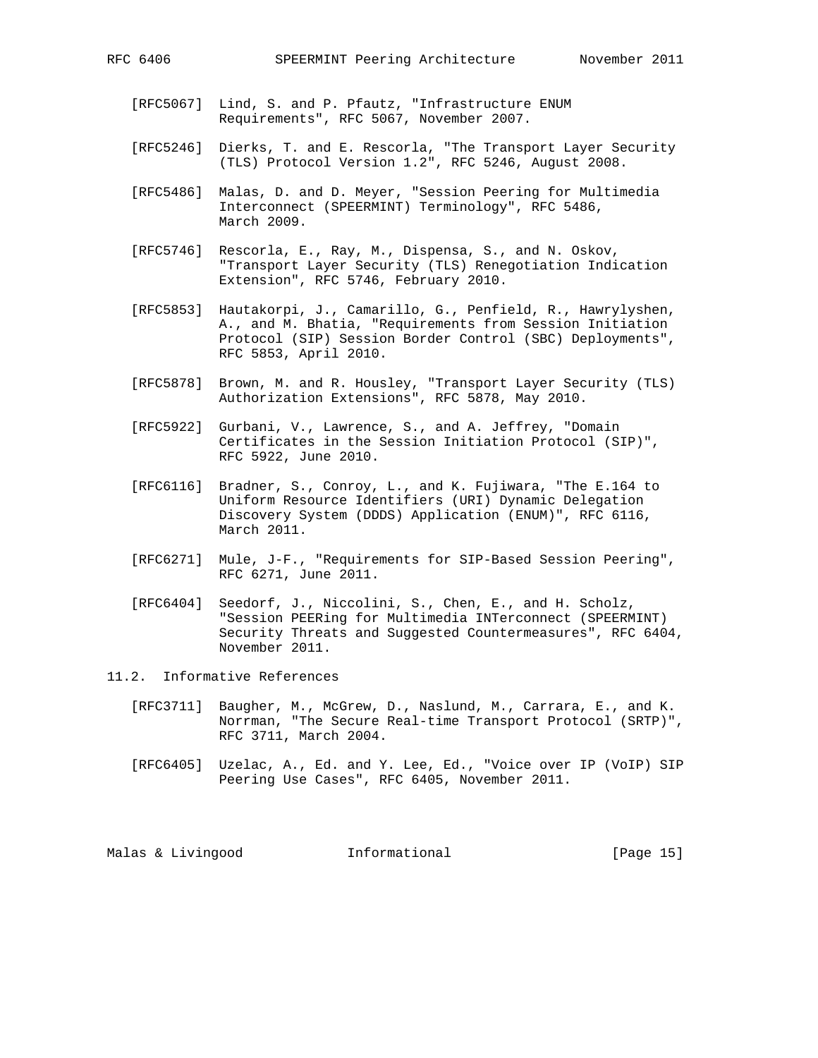[RFC5067] Lind, S. and P. Pfautz, "Infrastructure ENUM Requirements", RFC 5067, November 2007.

[RFC5246] Dierks, T. and E. Rescorla, "The Transport Layer Security (TLS) Protocol Version 1.2", RFC 5246, August 2008.

[RFC5486] Malas, D. and D. Meyer, "Session Peering for Multimedia Interconnect (SPEERMINT) Terminology", RFC 5486, March 2009.

[RFC5746] Rescorla, E., Ray, M., Dispensa, S., and N. Oskov, "Transport Layer Security (TLS) Renegotiation Indication Extension", RFC 5746, February 2010.

[RFC5853] Hautakorpi, J., Camarillo, G., Penfield, R., Hawrylyshen, A., and M. Bhatia, "Requirements from Session Initiation Protocol (SIP) Session Border Control (SBC) Deployments", RFC 5853, April 2010.

[RFC5878] Brown, M. and R. Housley, "Transport Layer Security (TLS) Authorization Extensions", RFC 5878, May 2010.

[RFC5922] Gurbani, V., Lawrence, S., and A. Jeffrey, "Domain Certificates in the Session Initiation Protocol (SIP)", RFC 5922, June 2010.

[RFC6116] Bradner, S., Conroy, L., and K. Fujiwara, "The E.164 to Uniform Resource Identifiers (URI) Dynamic Delegation Discovery System (DDDS) Application (ENUM)", RFC 6116, March 2011.

[RFC6271] Mule, J-F., "Requirements for SIP-Based Session Peering", RFC 6271, June 2011.

[RFC6404] Seedorf, J., Niccolini, S., Chen, E., and H. Scholz, "Session PEERing for Multimedia INTerconnect (SPEERMINT) Security Threats and Suggested Countermeasures", RFC 6404, November 2011.

### 11.2. Informative References

[RFC3711] Baugher, M., McGrew, D., Naslund, M., Carrara, E., and K. Norrman, "The Secure Real-time Transport Protocol (SRTP)", RFC 3711, March 2004.

[RFC6405] Uzelac, A., Ed. and Y. Lee, Ed., "Voice over IP (VoIP) SIP Peering Use Cases", RFC 6405, November 2011.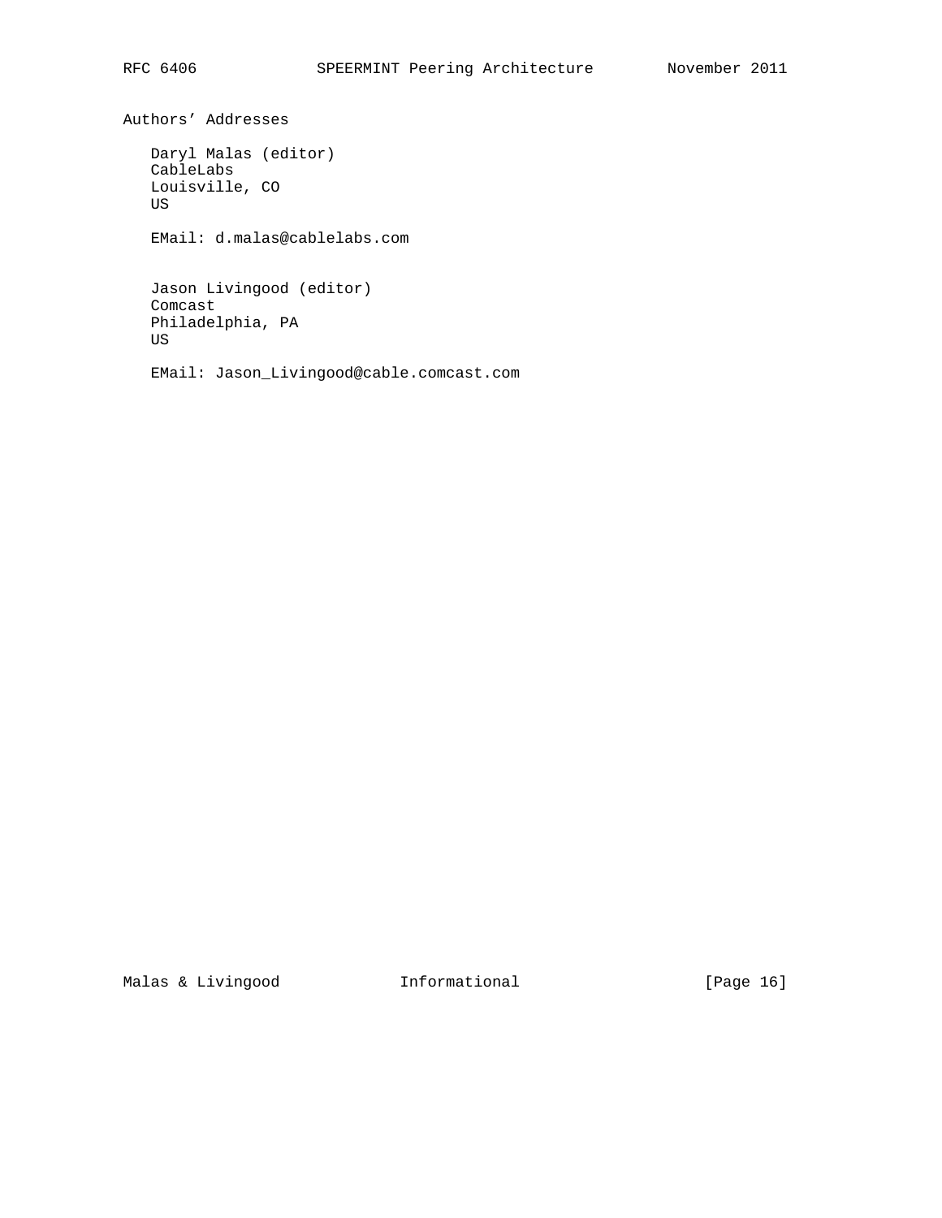## Authors' Addresses

Daryl Malas (editor)
CableLabs
Louisville, CO
US

EMail: d.malas@cablelabs.com

Jason Livingood (editor)
Comcast
Philadelphia, PA
US

EMail: Jason_Livingood@cable.comcast.com